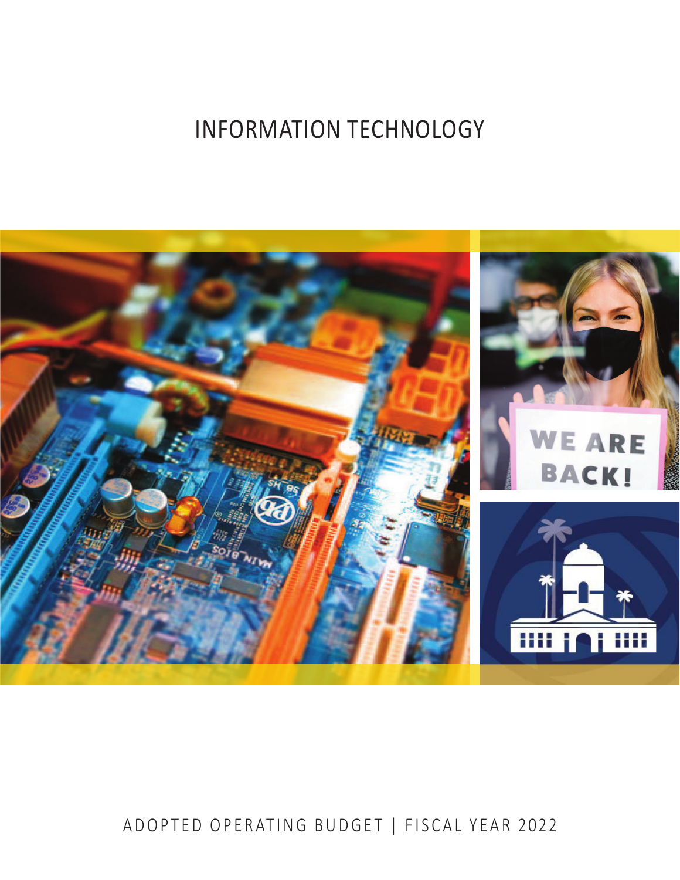# INFORMATION TECHNOLOGY

ADOPTED OPERATING BUDGET | FISCAL YEAR 2022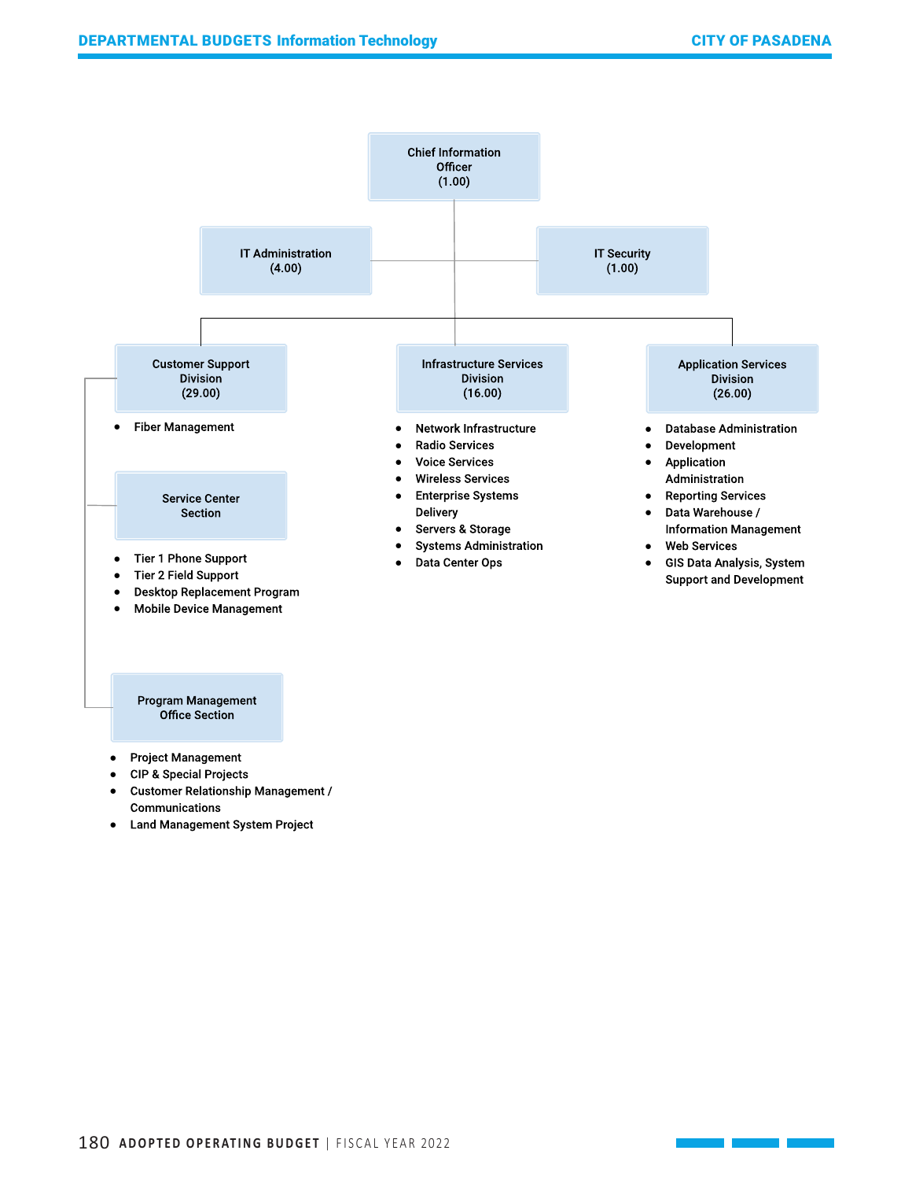Chief Information Officer (1.00)

IT Administration (4.00)

IT Security (1.00)

**Customer Support Division (29.00)**

- Fiber Management

**Service Center Section**

- Tier 1 Phone Support
- Tier 2 Field Support
- Desktop Replacement Program
- Mobile Device Management

**Program Management Office Section**

- Project Management
- CIP & Special Projects
- Customer Relationship Management / Communications
- Land Management System Project

**Infrastructure Services Division (16.00)**

- Network Infrastructure
- Radio Services
- Voice Services
- Wireless Services
- Enterprise Systems Delivery
- Servers & Storage
- Systems Administration
- Data Center Ops

**Application Services Division (26.00)**

- Database Administration
- Development
- Application Administration
- Reporting Services
- Data Warehouse / Information Management
- Web Services
- GIS Data Analysis, System Support and Development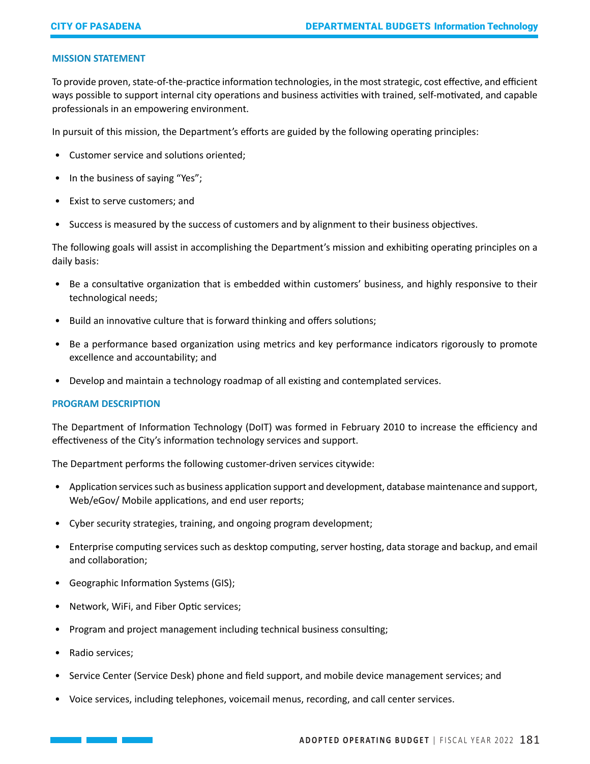## MISSION STATEMENT

To provide proven, state-of-the-practice information technologies, in the most strategic, cost effective, and efficient ways possible to support internal city operations and business activities with trained, self-motivated, and capable professionals in an empowering environment.

In pursuit of this mission, the Department's efforts are guided by the following operating principles:

- Customer service and solutions oriented;
- In the business of saying "Yes";
- Exist to serve customers; and
- Success is measured by the success of customers and by alignment to their business objectives.

The following goals will assist in accomplishing the Department's mission and exhibiting operating principles on a daily basis:

- Be a consultative organization that is embedded within customers' business, and highly responsive to their technological needs;
- Build an innovative culture that is forward thinking and offers solutions;
- Be a performance based organization using metrics and key performance indicators rigorously to promote excellence and accountability; and
- Develop and maintain a technology roadmap of all existing and contemplated services.

## PROGRAM DESCRIPTION

The Department of Information Technology (DoIT) was formed in February 2010 to increase the efficiency and effectiveness of the City's information technology services and support.

The Department performs the following customer-driven services citywide:

- Application services such as business application support and development, database maintenance and support, Web/eGov/ Mobile applications, and end user reports;
- Cyber security strategies, training, and ongoing program development;
- Enterprise computing services such as desktop computing, server hosting, data storage and backup, and email and collaboration;
- Geographic Information Systems (GIS);
- Network, WiFi, and Fiber Optic services;
- Program and project management including technical business consulting;
- Radio services;
- Service Center (Service Desk) phone and field support, and mobile device management services; and
- Voice services, including telephones, voicemail menus, recording, and call center services.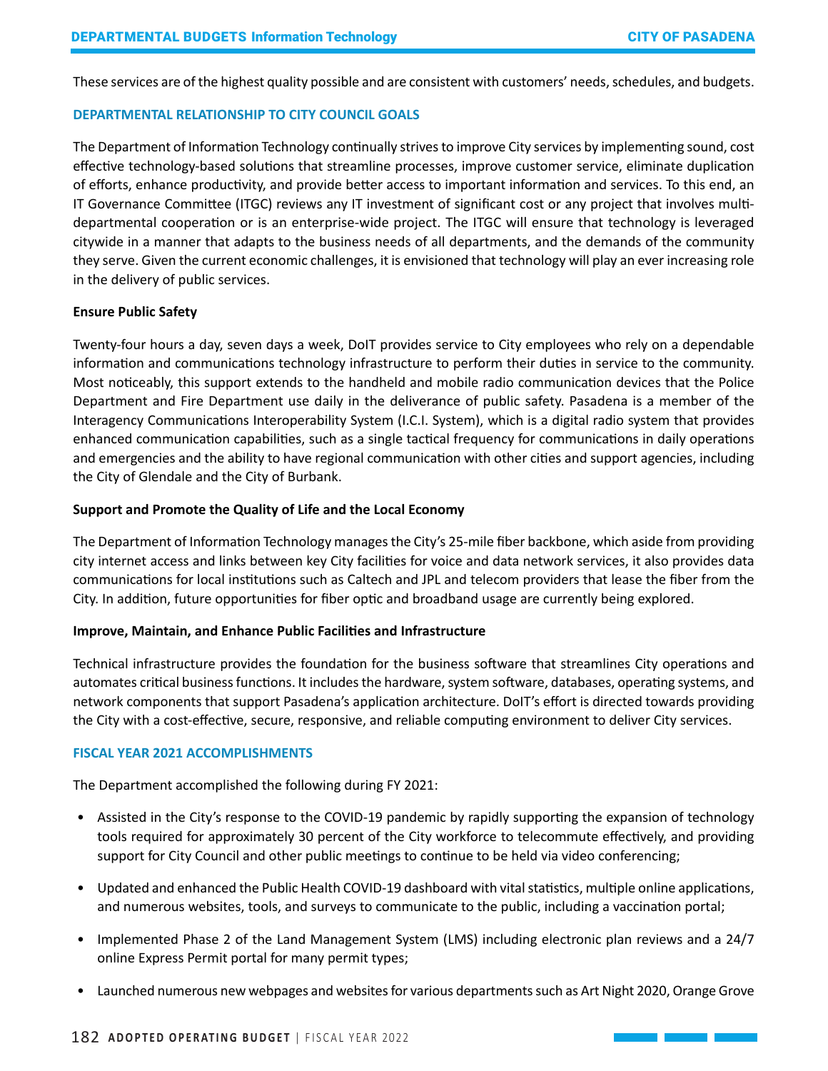These services are of the highest quality possible and are consistent with customers' needs, schedules, and budgets.

## DEPARTMENTAL RELATIONSHIP TO CITY COUNCIL GOALS

The Department of Information Technology continually strives to improve City services by implementing sound, cost effective technology-based solutions that streamline processes, improve customer service, eliminate duplication of efforts, enhance productivity, and provide better access to important information and services. To this end, an IT Governance Committee (ITGC) reviews any IT investment of significant cost or any project that involves multi-departmental cooperation or is an enterprise-wide project. The ITGC will ensure that technology is leveraged citywide in a manner that adapts to the business needs of all departments, and the demands of the community they serve. Given the current economic challenges, it is envisioned that technology will play an ever increasing role in the delivery of public services.

### Ensure Public Safety

Twenty-four hours a day, seven days a week, DoIT provides service to City employees who rely on a dependable information and communications technology infrastructure to perform their duties in service to the community. Most noticeably, this support extends to the handheld and mobile radio communication devices that the Police Department and Fire Department use daily in the deliverance of public safety. Pasadena is a member of the Interagency Communications Interoperability System (I.C.I. System), which is a digital radio system that provides enhanced communication capabilities, such as a single tactical frequency for communications in daily operations and emergencies and the ability to have regional communication with other cities and support agencies, including the City of Glendale and the City of Burbank.

### Support and Promote the Quality of Life and the Local Economy

The Department of Information Technology manages the City's 25-mile fiber backbone, which aside from providing city internet access and links between key City facilities for voice and data network services, it also provides data communications for local institutions such as Caltech and JPL and telecom providers that lease the fiber from the City. In addition, future opportunities for fiber optic and broadband usage are currently being explored.

### Improve, Maintain, and Enhance Public Facilities and Infrastructure

Technical infrastructure provides the foundation for the business software that streamlines City operations and automates critical business functions. It includes the hardware, system software, databases, operating systems, and network components that support Pasadena's application architecture. DoIT's effort is directed towards providing the City with a cost-effective, secure, responsive, and reliable computing environment to deliver City services.

## FISCAL YEAR 2021 ACCOMPLISHMENTS

The Department accomplished the following during FY 2021:

- Assisted in the City's response to the COVID-19 pandemic by rapidly supporting the expansion of technology tools required for approximately 30 percent of the City workforce to telecommute effectively, and providing support for City Council and other public meetings to continue to be held via video conferencing;
- Updated and enhanced the Public Health COVID-19 dashboard with vital statistics, multiple online applications, and numerous websites, tools, and surveys to communicate to the public, including a vaccination portal;
- Implemented Phase 2 of the Land Management System (LMS) including electronic plan reviews and a 24/7 online Express Permit portal for many permit types;
- Launched numerous new webpages and websites for various departments such as Art Night 2020, Orange Grove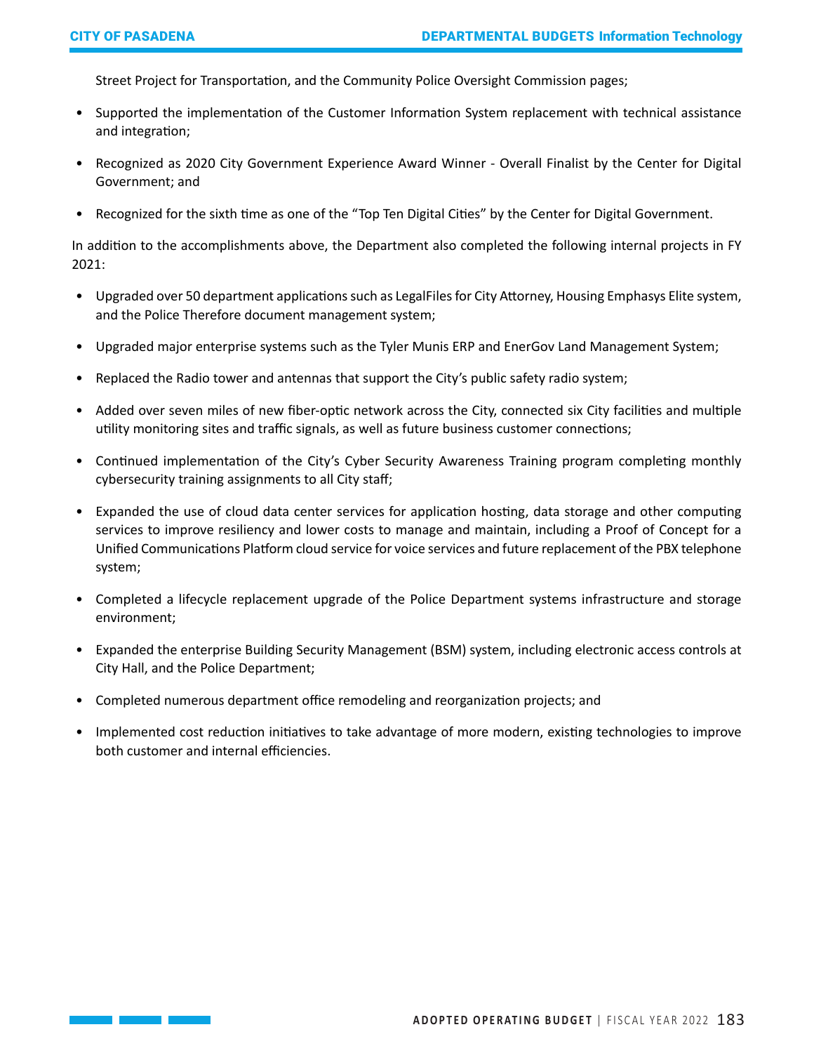Street Project for Transportation, and the Community Police Oversight Commission pages;

- Supported the implementation of the Customer Information System replacement with technical assistance and integration;
- Recognized as 2020 City Government Experience Award Winner - Overall Finalist by the Center for Digital Government; and
- Recognized for the sixth time as one of the "Top Ten Digital Cities" by the Center for Digital Government.

In addition to the accomplishments above, the Department also completed the following internal projects in FY 2021:

- Upgraded over 50 department applications such as LegalFiles for City Attorney, Housing Emphasys Elite system, and the Police Therefore document management system;
- Upgraded major enterprise systems such as the Tyler Munis ERP and EnerGov Land Management System;
- Replaced the Radio tower and antennas that support the City's public safety radio system;
- Added over seven miles of new fiber-optic network across the City, connected six City facilities and multiple utility monitoring sites and traffic signals, as well as future business customer connections;
- Continued implementation of the City's Cyber Security Awareness Training program completing monthly cybersecurity training assignments to all City staff;
- Expanded the use of cloud data center services for application hosting, data storage and other computing services to improve resiliency and lower costs to manage and maintain, including a Proof of Concept for a Unified Communications Platform cloud service for voice services and future replacement of the PBX telephone system;
- Completed a lifecycle replacement upgrade of the Police Department systems infrastructure and storage environment;
- Expanded the enterprise Building Security Management (BSM) system, including electronic access controls at City Hall, and the Police Department;
- Completed numerous department office remodeling and reorganization projects; and
- Implemented cost reduction initiatives to take advantage of more modern, existing technologies to improve both customer and internal efficiencies.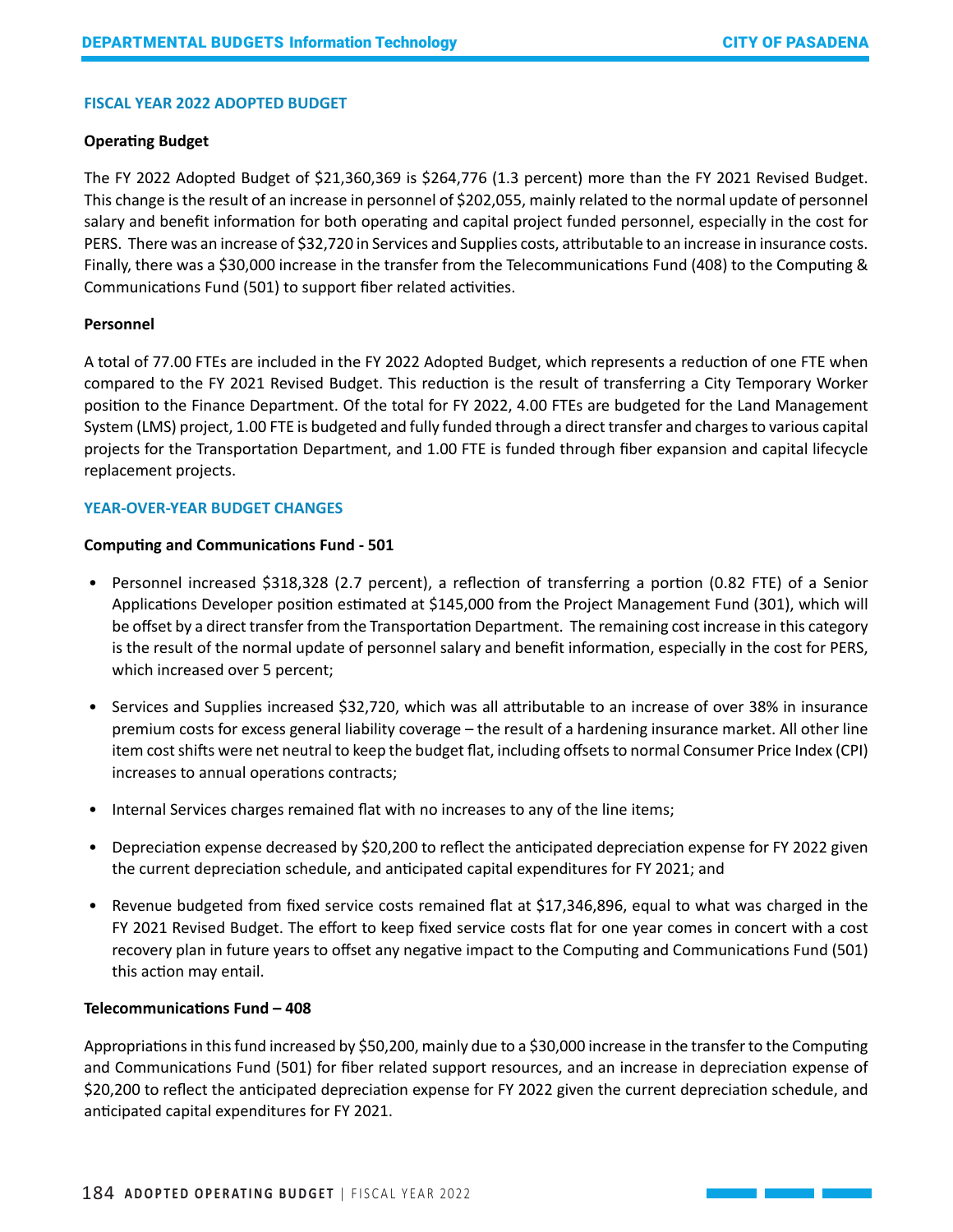## FISCAL YEAR 2022 ADOPTED BUDGET

**Operating Budget**

The FY 2022 Adopted Budget of $21,360,369 is $264,776 (1.3 percent) more than the FY 2021 Revised Budget. This change is the result of an increase in personnel of $202,055, mainly related to the normal update of personnel salary and benefit information for both operating and capital project funded personnel, especially in the cost for PERS. There was an increase of $32,720 in Services and Supplies costs, attributable to an increase in insurance costs. Finally, there was a $30,000 increase in the transfer from the Telecommunications Fund (408) to the Computing & Communications Fund (501) to support fiber related activities.

**Personnel**

A total of 77.00 FTEs are included in the FY 2022 Adopted Budget, which represents a reduction of one FTE when compared to the FY 2021 Revised Budget. This reduction is the result of transferring a City Temporary Worker position to the Finance Department. Of the total for FY 2022, 4.00 FTEs are budgeted for the Land Management System (LMS) project, 1.00 FTE is budgeted and fully funded through a direct transfer and charges to various capital projects for the Transportation Department, and 1.00 FTE is funded through fiber expansion and capital lifecycle replacement projects.

## YEAR-OVER-YEAR BUDGET CHANGES

**Computing and Communications Fund - 501**

- Personnel increased $318,328 (2.7 percent), a reflection of transferring a portion (0.82 FTE) of a Senior Applications Developer position estimated at $145,000 from the Project Management Fund (301), which will be offset by a direct transfer from the Transportation Department. The remaining cost increase in this category is the result of the normal update of personnel salary and benefit information, especially in the cost for PERS, which increased over 5 percent;
- Services and Supplies increased $32,720, which was all attributable to an increase of over 38% in insurance premium costs for excess general liability coverage – the result of a hardening insurance market. All other line item cost shifts were net neutral to keep the budget flat, including offsets to normal Consumer Price Index (CPI) increases to annual operations contracts;
- Internal Services charges remained flat with no increases to any of the line items;
- Depreciation expense decreased by $20,200 to reflect the anticipated depreciation expense for FY 2022 given the current depreciation schedule, and anticipated capital expenditures for FY 2021; and
- Revenue budgeted from fixed service costs remained flat at $17,346,896, equal to what was charged in the FY 2021 Revised Budget. The effort to keep fixed service costs flat for one year comes in concert with a cost recovery plan in future years to offset any negative impact to the Computing and Communications Fund (501) this action may entail.

**Telecommunications Fund – 408**

Appropriations in this fund increased by $50,200, mainly due to a $30,000 increase in the transfer to the Computing and Communications Fund (501) for fiber related support resources, and an increase in depreciation expense of $20,200 to reflect the anticipated depreciation expense for FY 2022 given the current depreciation schedule, and anticipated capital expenditures for FY 2021.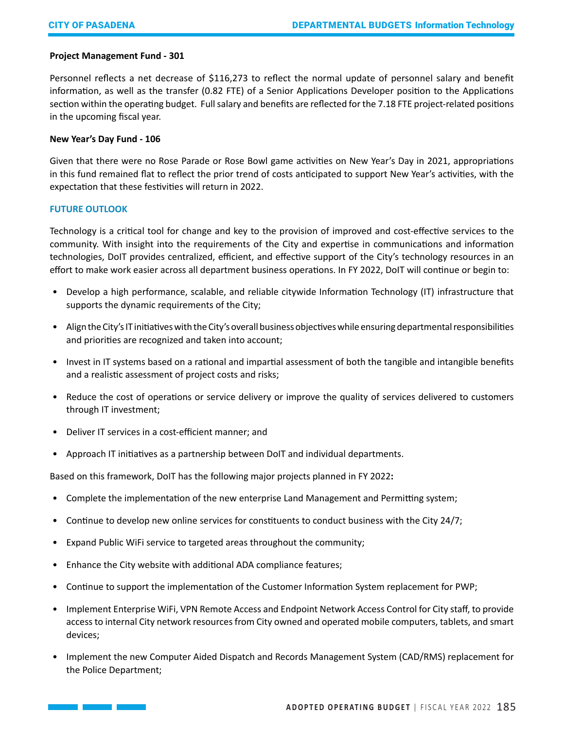**Project Management Fund - 301**

Personnel reflects a net decrease of $116,273 to reflect the normal update of personnel salary and benefit information, as well as the transfer (0.82 FTE) of a Senior Applications Developer position to the Applications section within the operating budget. Full salary and benefits are reflected for the 7.18 FTE project-related positions in the upcoming fiscal year.

**New Year's Day Fund - 106**

Given that there were no Rose Parade or Rose Bowl game activities on New Year's Day in 2021, appropriations in this fund remained flat to reflect the prior trend of costs anticipated to support New Year's activities, with the expectation that these festivities will return in 2022.

## FUTURE OUTLOOK

Technology is a critical tool for change and key to the provision of improved and cost-effective services to the community. With insight into the requirements of the City and expertise in communications and information technologies, DoIT provides centralized, efficient, and effective support of the City's technology resources in an effort to make work easier across all department business operations. In FY 2022, DoIT will continue or begin to:

- Develop a high performance, scalable, and reliable citywide Information Technology (IT) infrastructure that supports the dynamic requirements of the City;
- Align the City's IT initiatives with the City's overall business objectives while ensuring departmental responsibilities and priorities are recognized and taken into account;
- Invest in IT systems based on a rational and impartial assessment of both the tangible and intangible benefits and a realistic assessment of project costs and risks;
- Reduce the cost of operations or service delivery or improve the quality of services delivered to customers through IT investment;
- Deliver IT services in a cost-efficient manner; and
- Approach IT initiatives as a partnership between DoIT and individual departments.

Based on this framework, DoIT has the following major projects planned in FY 2022**:**

- Complete the implementation of the new enterprise Land Management and Permitting system;
- Continue to develop new online services for constituents to conduct business with the City 24/7;
- Expand Public WiFi service to targeted areas throughout the community;
- Enhance the City website with additional ADA compliance features;
- Continue to support the implementation of the Customer Information System replacement for PWP;
- Implement Enterprise WiFi, VPN Remote Access and Endpoint Network Access Control for City staff, to provide access to internal City network resources from City owned and operated mobile computers, tablets, and smart devices;
- Implement the new Computer Aided Dispatch and Records Management System (CAD/RMS) replacement for the Police Department;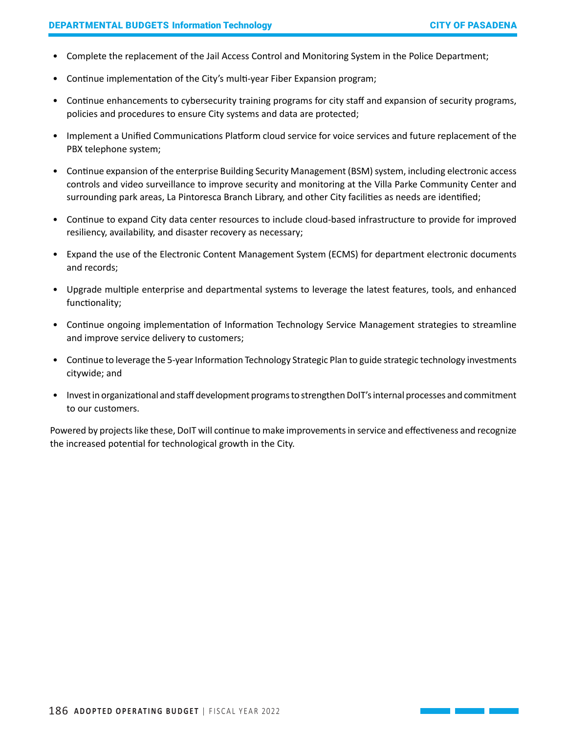- Complete the replacement of the Jail Access Control and Monitoring System in the Police Department;
- Continue implementation of the City's multi-year Fiber Expansion program;
- Continue enhancements to cybersecurity training programs for city staff and expansion of security programs, policies and procedures to ensure City systems and data are protected;
- Implement a Unified Communications Platform cloud service for voice services and future replacement of the PBX telephone system;
- Continue expansion of the enterprise Building Security Management (BSM) system, including electronic access controls and video surveillance to improve security and monitoring at the Villa Parke Community Center and surrounding park areas, La Pintoresca Branch Library, and other City facilities as needs are identified;
- Continue to expand City data center resources to include cloud-based infrastructure to provide for improved resiliency, availability, and disaster recovery as necessary;
- Expand the use of the Electronic Content Management System (ECMS) for department electronic documents and records;
- Upgrade multiple enterprise and departmental systems to leverage the latest features, tools, and enhanced functionality;
- Continue ongoing implementation of Information Technology Service Management strategies to streamline and improve service delivery to customers;
- Continue to leverage the 5-year Information Technology Strategic Plan to guide strategic technology investments citywide; and
- Invest in organizational and staff development programs to strengthen DoIT's internal processes and commitment to our customers.

Powered by projects like these, DoIT will continue to make improvements in service and effectiveness and recognize the increased potential for technological growth in the City.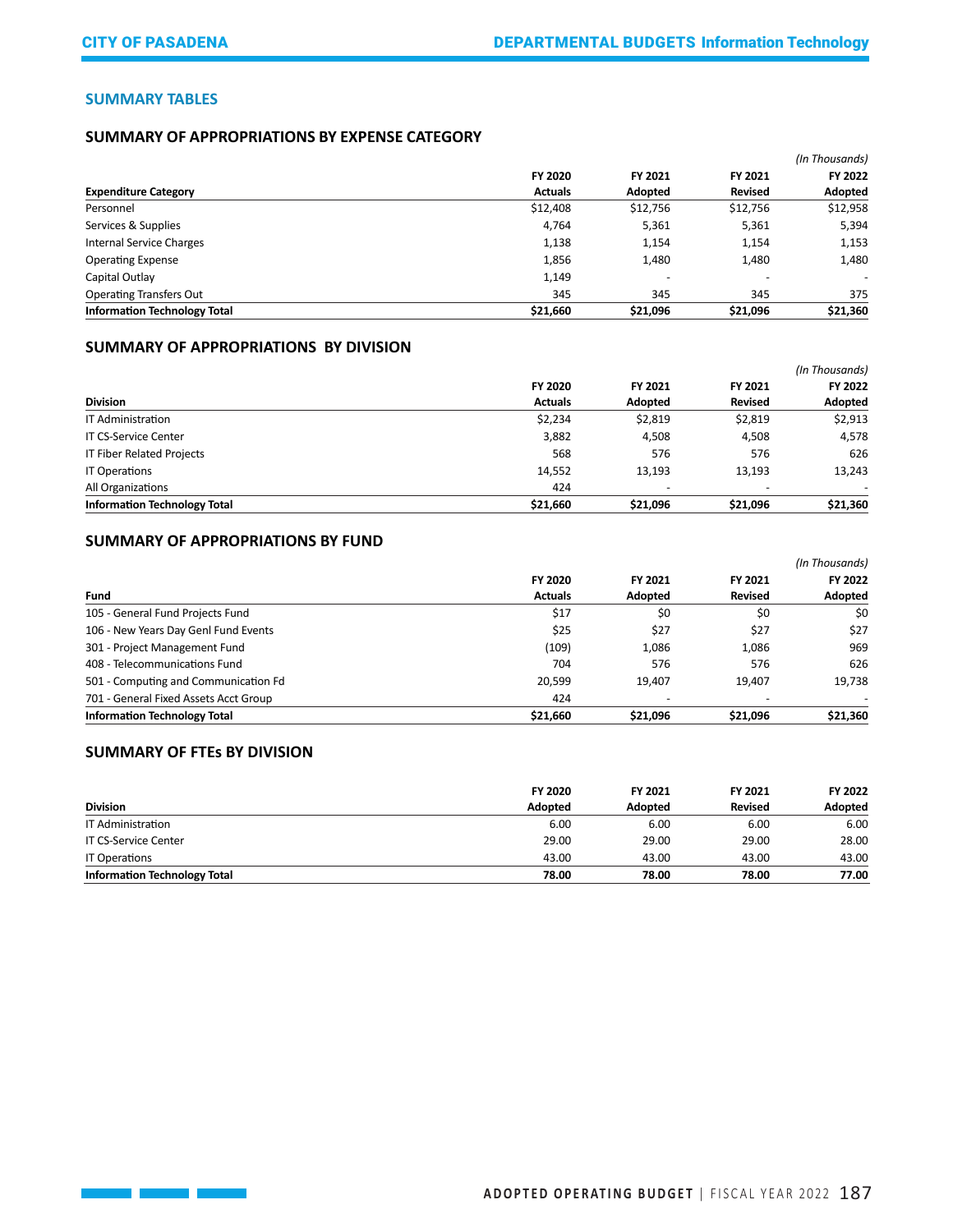## SUMMARY TABLES

### SUMMARY OF APPROPRIATIONS BY EXPENSE CATEGORY

*(In Thousands)*

| Expenditure Category | FY 2020 Actuals | FY 2021 Adopted | FY 2021 Revised | FY 2022 Adopted |
|---|---|---|---|---|
| Personnel | $12,408 | $12,756 | $12,756 | $12,958 |
| Services & Supplies | 4,764 | 5,361 | 5,361 | 5,394 |
| Internal Service Charges | 1,138 | 1,154 | 1,154 | 1,153 |
| Operating Expense | 1,856 | 1,480 | 1,480 | 1,480 |
| Capital Outlay | 1,149 | - | - | - |
| Operating Transfers Out | 345 | 345 | 345 | 375 |
| **Information Technology Total** | **$21,660** | **$21,096** | **$21,096** | **$21,360** |

### SUMMARY OF APPROPRIATIONS BY DIVISION

*(In Thousands)*

| Division | FY 2020 Actuals | FY 2021 Adopted | FY 2021 Revised | FY 2022 Adopted |
|---|---|---|---|---|
| IT Administration | $2,234 | $2,819 | $2,819 | $2,913 |
| IT CS-Service Center | 3,882 | 4,508 | 4,508 | 4,578 |
| IT Fiber Related Projects | 568 | 576 | 576 | 626 |
| IT Operations | 14,552 | 13,193 | 13,193 | 13,243 |
| All Organizations | 424 | - | - | - |
| **Information Technology Total** | **$21,660** | **$21,096** | **$21,096** | **$21,360** |

### SUMMARY OF APPROPRIATIONS BY FUND

*(In Thousands)*

| Fund | FY 2020 Actuals | FY 2021 Adopted | FY 2021 Revised | FY 2022 Adopted |
|---|---|---|---|---|
| 105 - General Fund Projects Fund | $17 | $0 | $0 | $0 |
| 106 - New Years Day Genl Fund Events | $25 | $27 | $27 | $27 |
| 301 - Project Management Fund | (109) | 1,086 | 1,086 | 969 |
| 408 - Telecommunications Fund | 704 | 576 | 576 | 626 |
| 501 - Computing and Communication Fd | 20,599 | 19,407 | 19,407 | 19,738 |
| 701 - General Fixed Assets Acct Group | 424 | - | - | - |
| **Information Technology Total** | **$21,660** | **$21,096** | **$21,096** | **$21,360** |

### SUMMARY OF FTEs BY DIVISION

| Division | FY 2020 Adopted | FY 2021 Adopted | FY 2021 Revised | FY 2022 Adopted |
|---|---|---|---|---|
| IT Administration | 6.00 | 6.00 | 6.00 | 6.00 |
| IT CS-Service Center | 29.00 | 29.00 | 29.00 | 28.00 |
| IT Operations | 43.00 | 43.00 | 43.00 | 43.00 |
| **Information Technology Total** | **78.00** | **78.00** | **78.00** | **77.00** |